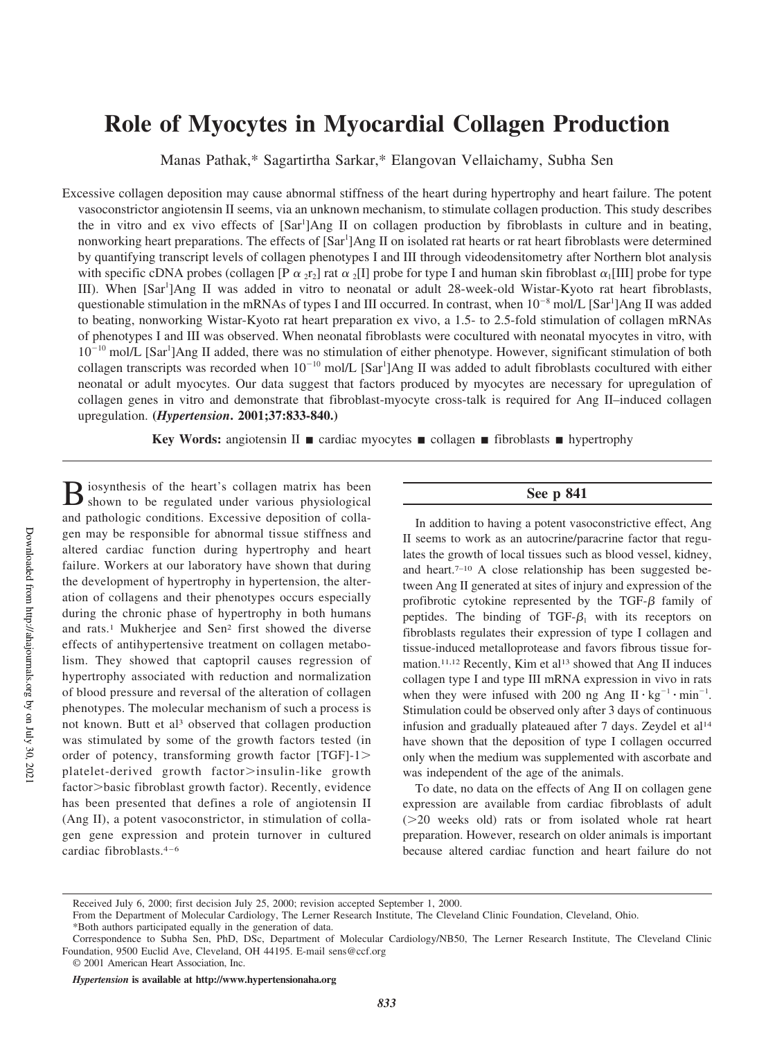# Role of Myocytes in Myocardial Collagen Production

Manas Pathak,* Sagartirtha Sarkar,* Elangovan Vellaichamy, Subha Sen

Excessive collagen deposition may cause abnormal stiffness of the heart during hypertrophy and heart failure. The potent vasoconstrictor angiotensin II seems, via an unknown mechanism, to stimulate collagen production. This study describes the in vitro and ex vivo effects of [Sar$^1$]Ang II on collagen production by fibroblasts in culture and in beating, nonworking heart preparations. The effects of [Sar$^1$]Ang II on isolated rat hearts or rat heart fibroblasts were determined by quantifying transcript levels of collagen phenotypes I and III through videodensitometry after Northern blot analysis with specific cDNA probes (collagen [P $\alpha_2 r_2$] rat $\alpha_2$[I] probe for type I and human skin fibroblast $\alpha_1$[III] probe for type III). When [Sar$^1$]Ang II was added in vitro to neonatal or adult 28-week-old Wistar-Kyoto rat heart fibroblasts, questionable stimulation in the mRNAs of types I and III occurred. In contrast, when $10^{-8}$ mol/L [Sar$^1$]Ang II was added to beating, nonworking Wistar-Kyoto rat heart preparation ex vivo, a 1.5- to 2.5-fold stimulation of collagen mRNAs of phenotypes I and III was observed. When neonatal fibroblasts were cocultured with neonatal myocytes in vitro, with $10^{-10}$ mol/L [Sar$^1$]Ang II added, there was no stimulation of either phenotype. However, significant stimulation of both collagen transcripts was recorded when $10^{-10}$ mol/L [Sar$^1$]Ang II was added to adult fibroblasts cocultured with either neonatal or adult myocytes. Our data suggest that factors produced by myocytes are necessary for upregulation of collagen genes in vitro and demonstrate that fibroblast-myocyte cross-talk is required for Ang II–induced collagen upregulation. **(*Hypertension*. 2001;37:833-840.)**

**Key Words:** angiotensin II ■ cardiac myocytes ■ collagen ■ fibroblasts ■ hypertrophy

Biosynthesis of the heart's collagen matrix has been shown to be regulated under various physiological and pathologic conditions. Excessive deposition of collagen may be responsible for abnormal tissue stiffness and altered cardiac function during hypertrophy and heart failure. Workers at our laboratory have shown that during the development of hypertrophy in hypertension, the alteration of collagens and their phenotypes occurs especially during the chronic phase of hypertrophy in both humans and rats.[1] Mukherjee and Sen[2] first showed the diverse effects of antihypertensive treatment on collagen metabolism. They showed that captopril causes regression of hypertrophy associated with reduction and normalization of blood pressure and reversal of the alteration of collagen phenotypes. The molecular mechanism of such a process is not known. Butt et al[3] observed that collagen production was stimulated by some of the growth factors tested (in order of potency, transforming growth factor [TGF]-1> platelet-derived growth factor>insulin-like growth factor>basic fibroblast growth factor). Recently, evidence has been presented that defines a role of angiotensin II (Ang II), a potent vasoconstrictor, in stimulation of collagen gene expression and protein turnover in cultured cardiac fibroblasts.[4–6]

**See p 841**

In addition to having a potent vasoconstrictive effect, Ang II seems to work as an autocrine/paracrine factor that regulates the growth of local tissues such as blood vessel, kidney, and heart.[7–10] A close relationship has been suggested between Ang II generated at sites of injury and expression of the profibrotic cytokine represented by the TGF-$\beta$ family of peptides. The binding of TGF-$\beta_1$ with its receptors on fibroblasts regulates their expression of type I collagen and tissue-induced metalloprotease and favors fibrous tissue formation.[11,12] Recently, Kim et al[13] showed that Ang II induces collagen type I and type III mRNA expression in vivo in rats when they were infused with 200 ng Ang II $\cdot$ kg$^{-1}$ $\cdot$ min$^{-1}$. Stimulation could be observed only after 3 days of continuous infusion and gradually plateaued after 7 days. Zeydel et al[14] have shown that the deposition of type I collagen occurred only when the medium was supplemented with ascorbate and was independent of the age of the animals.

To date, no data on the effects of Ang II on collagen gene expression are available from cardiac fibroblasts of adult (>20 weeks old) rats or from isolated whole rat heart preparation. However, research on older animals is important because altered cardiac function and heart failure do not

Received July 6, 2000; first decision July 25, 2000; revision accepted September 1, 2000.

From the Department of Molecular Cardiology, The Lerner Research Institute, The Cleveland Clinic Foundation, Cleveland, Ohio.

*Both authors participated equally in the generation of data.

Correspondence to Subha Sen, PhD, DSc, Department of Molecular Cardiology/NB50, The Lerner Research Institute, The Cleveland Clinic Foundation, 9500 Euclid Ave, Cleveland, OH 44195. E-mail sens@ccf.org

© 2001 American Heart Association, Inc.

*Hypertension* **is available at http://www.hypertensionaha.org**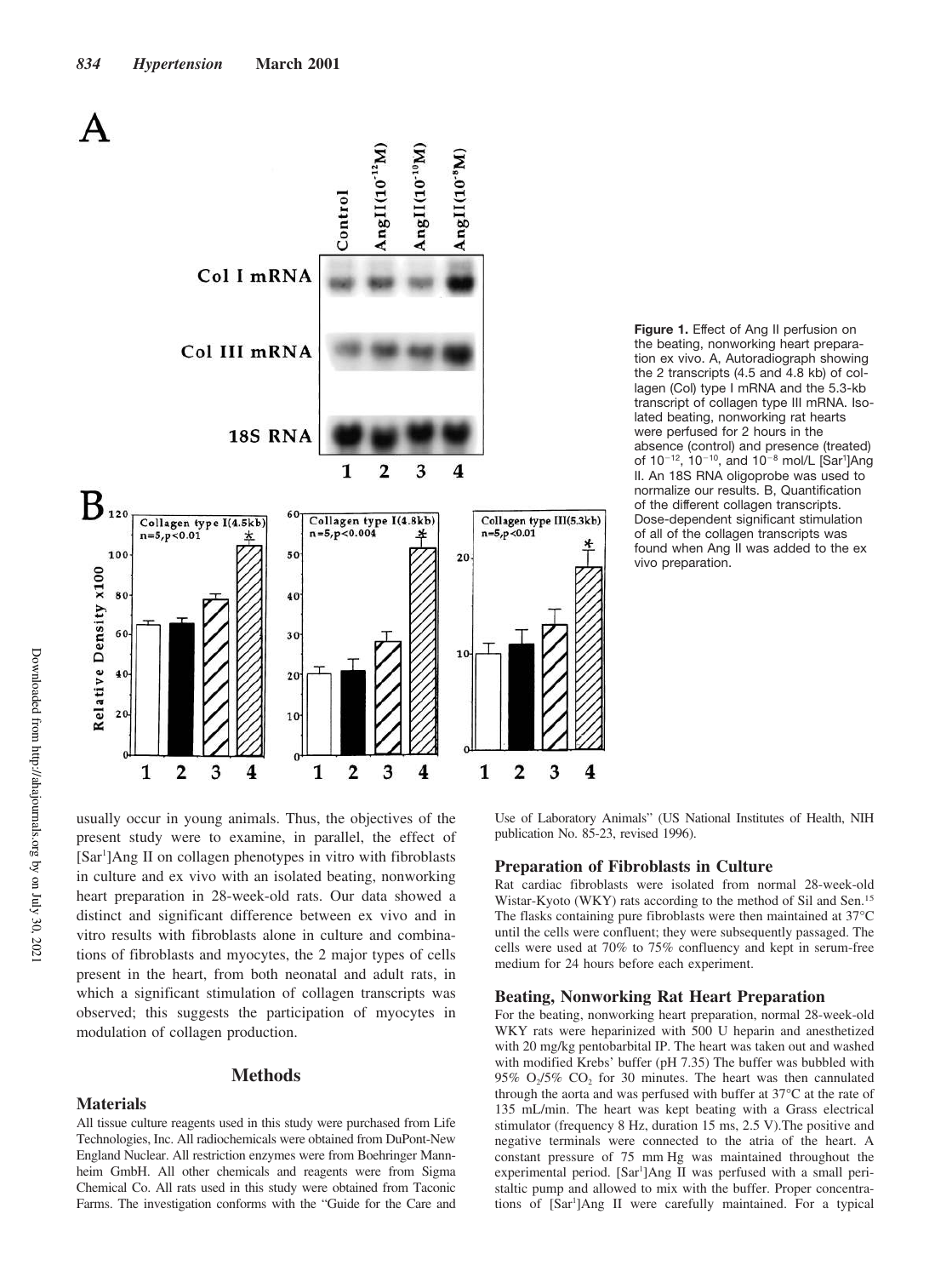**Figure 1.** Effect of Ang II perfusion on the beating, nonworking heart preparation ex vivo. A, Autoradiograph showing the 2 transcripts (4.5 and 4.8 kb) of collagen (Col) type I mRNA and the 5.3-kb transcript of collagen type III mRNA. Isolated beating, nonworking rat hearts were perfused for 2 hours in the absence (control) and presence (treated) of $10^{-12}$, $10^{-10}$, and $10^{-8}$ mol/L [Sar[1]]Ang II. An 18S RNA oligoprobe was used to normalize our results. B, Quantification of the different collagen transcripts. Dose-dependent significant stimulation of all of the collagen transcripts was found when Ang II was added to the ex vivo preparation.

usually occur in young animals. Thus, the objectives of the present study were to examine, in parallel, the effect of [Sar[1]]Ang II on collagen phenotypes in vitro with fibroblasts in culture and ex vivo with an isolated beating, nonworking heart preparation in 28-week-old rats. Our data showed a distinct and significant difference between ex vivo and in vitro results with fibroblasts alone in culture and combinations of fibroblasts and myocytes, the 2 major types of cells present in the heart, from both neonatal and adult rats, in which a significant stimulation of collagen transcripts was observed; this suggests the participation of myocytes in modulation of collagen production.

## Methods

### Materials

All tissue culture reagents used in this study were purchased from Life Technologies, Inc. All radiochemicals were obtained from DuPont-New England Nuclear. All restriction enzymes were from Boehringer Mannheim GmbH. All other chemicals and reagents were from Sigma Chemical Co. All rats used in this study were obtained from Taconic Farms. The investigation conforms with the "Guide for the Care and Use of Laboratory Animals" (US National Institutes of Health, NIH publication No. 85-23, revised 1996).

### Preparation of Fibroblasts in Culture

Rat cardiac fibroblasts were isolated from normal 28-week-old Wistar-Kyoto (WKY) rats according to the method of Sil and Sen.[15] The flasks containing pure fibroblasts were then maintained at 37°C until the cells were confluent; they were subsequently passaged. The cells were used at 70% to 75% confluency and kept in serum-free medium for 24 hours before each experiment.

### Beating, Nonworking Rat Heart Preparation

For the beating, nonworking heart preparation, normal 28-week-old WKY rats were heparinized with 500 U heparin and anesthetized with 20 mg/kg pentobarbital IP. The heart was taken out and washed with modified Krebs' buffer (pH 7.35) The buffer was bubbled with 95% $O_2$/5% $CO_2$ for 30 minutes. The heart was then cannulated through the aorta and was perfused with buffer at 37°C at the rate of 135 mL/min. The heart was kept beating with a Grass electrical stimulator (frequency 8 Hz, duration 15 ms, 2.5 V).The positive and negative terminals were connected to the atria of the heart. A constant pressure of 75 mm Hg was maintained throughout the experimental period. [Sar[1]]Ang II was perfused with a small peristaltic pump and allowed to mix with the buffer. Proper concentrations of [Sar[1]]Ang II were carefully maintained. For a typical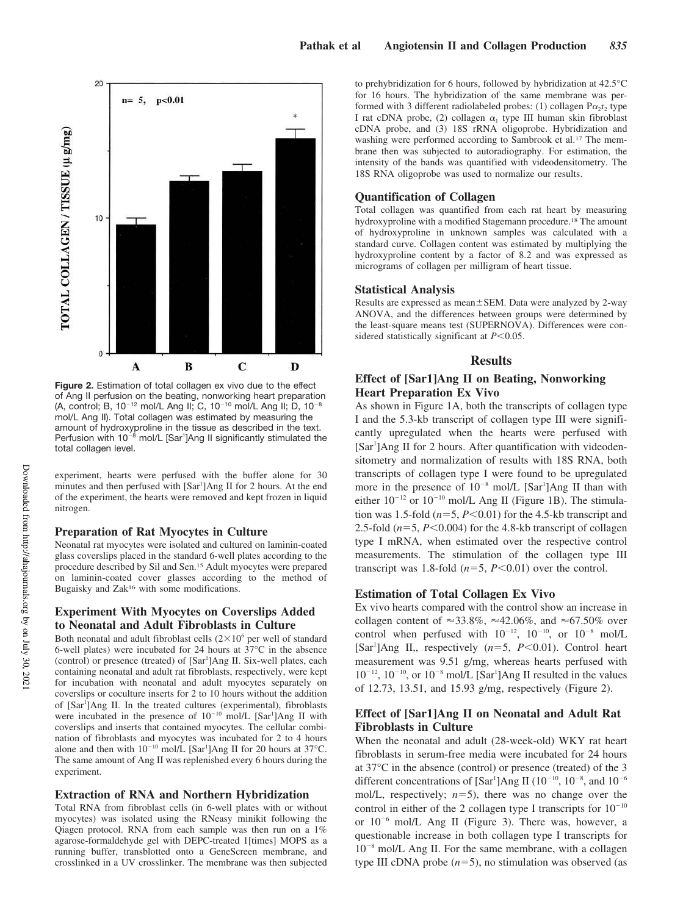**Figure 2.** Estimation of total collagen ex vivo due to the effect of Ang II perfusion on the beating, nonworking heart preparation (A, control; B, $10^{-12}$ mol/L Ang II; C, $10^{-10}$ mol/L Ang II; D, $10^{-8}$ mol/L Ang II). Total collagen was estimated by measuring the amount of hydroxyproline in the tissue as described in the text. Perfusion with $10^{-8}$ mol/L [Sar[1]]Ang II significantly stimulated the total collagen level.

experiment, hearts were perfused with the buffer alone for 30 minutes and then perfused with [Sar[1]]Ang II for 2 hours. At the end of the experiment, the hearts were removed and kept frozen in liquid nitrogen.

### Preparation of Rat Myocytes in Culture

Neonatal rat myocytes were isolated and cultured on laminin-coated glass coverslips placed in the standard 6-well plates according to the procedure described by Sil and Sen.[15] Adult myocytes were prepared on laminin-coated cover glasses according to the method of Bugaisky and Zak[16] with some modifications.

### Experiment With Myocytes on Coverslips Added to Neonatal and Adult Fibroblasts in Culture

Both neonatal and adult fibroblast cells ($2\times10^6$ per well of standard 6-well plates) were incubated for 24 hours at 37°C in the absence (control) or presence (treated) of [Sar[1]]Ang II. Six-well plates, each containing neonatal and adult rat fibroblasts, respectively, were kept for incubation with neonatal and adult myocytes separately on coverslips or coculture inserts for 2 to 10 hours without the addition of [Sar[1]]Ang II. In the treated cultures (experimental), fibroblasts were incubated in the presence of $10^{-10}$ mol/L [Sar[1]]Ang II with coverslips and inserts that contained myocytes. The cellular combination of fibroblasts and myocytes was incubated for 2 to 4 hours alone and then with $10^{-10}$ mol/L [Sar[1]]Ang II for 20 hours at 37°C. The same amount of Ang II was replenished every 6 hours during the experiment.

### Extraction of RNA and Northern Hybridization

Total RNA from fibroblast cells (in 6-well plates with or without myocytes) was isolated using the RNeasy minikit following the Qiagen protocol. RNA from each sample was then run on a 1% agarose-formaldehyde gel with DEPC-treated 1[times] MOPS as a running buffer, transblotted onto a GeneScreen membrane, and crosslinked in a UV crosslinker. The membrane was then subjected to prehybridization for 6 hours, followed by hybridization at 42.5°C for 16 hours. The hybridization of the same membrane was performed with 3 different radiolabeled probes: (1) collagen $P\alpha_2r_2$ type I rat cDNA probe, (2) collagen $\alpha_1$ type III human skin fibroblast cDNA probe, and (3) 18S rRNA oligoprobe. Hybridization and washing were performed according to Sambrook et al.[17] The membrane then was subjected to autoradiography. For estimation, the intensity of the bands was quantified with videodensitometry. The 18S RNA oligoprobe was used to normalize our results.

### Quantification of Collagen

Total collagen was quantified from each rat heart by measuring hydroxyproline with a modified Stagemann procedure.[18] The amount of hydroxyproline in unknown samples was calculated with a standard curve. Collagen content was estimated by multiplying the hydroxyproline content by a factor of 8.2 and was expressed as micrograms of collagen per milligram of heart tissue.

### Statistical Analysis

Results are expressed as mean±SEM. Data were analyzed by 2-way ANOVA, and the differences between groups were determined by the least-square means test (SUPERNOVA). Differences were considered statistically significant at $P<0.05$.

## Results

### Effect of [Sar1]Ang II on Beating, Nonworking Heart Preparation Ex Vivo

As shown in Figure 1A, both the transcripts of collagen type I and the 5.3-kb transcript of collagen type III were significantly upregulated when the hearts were perfused with [Sar[1]]Ang II for 2 hours. After quantification with videodensitometry and normalization of results with 18S RNA, both transcripts of collagen type I were found to be upregulated more in the presence of $10^{-8}$ mol/L [Sar[1]]Ang II than with either $10^{-12}$ or $10^{-10}$ mol/L Ang II (Figure 1B). The stimulation was 1.5-fold ($n=5$, $P<0.01$) for the 4.5-kb transcript and 2.5-fold ($n=5$, $P<0.004$) for the 4.8-kb transcript of collagen type I mRNA, when estimated over the respective control measurements. The stimulation of the collagen type III transcript was 1.8-fold ($n=5$, $P<0.01$) over the control.

### Estimation of Total Collagen Ex Vivo

Ex vivo hearts compared with the control show an increase in collagen content of ≈33.8%, ≈42.06%, and ≈67.50% over control when perfused with $10^{-12}$, $10^{-10}$, or $10^{-8}$ mol/L [Sar[1]]Ang II,, respectively ($n=5$, $P<0.01$). Control heart measurement was 9.51 g/mg, whereas hearts perfused with $10^{-12}$, $10^{-10}$, or $10^{-8}$ mol/L [Sar[1]]Ang II resulted in the values of 12.73, 13.51, and 15.93 g/mg, respectively (Figure 2).

### Effect of [Sar1]Ang II on Neonatal and Adult Rat Fibroblasts in Culture

When the neonatal and adult (28-week-old) WKY rat heart fibroblasts in serum-free media were incubated for 24 hours at 37°C in the absence (control) or presence (treated) of the 3 different concentrations of [Sar[1]]Ang II ($10^{-10}$, $10^{-8}$, and $10^{-6}$ mol/L, respectively; $n=5$), there was no change over the control in either of the 2 collagen type I transcripts for $10^{-10}$ or $10^{-6}$ mol/L Ang II (Figure 3). There was, however, a questionable increase in both collagen type I transcripts for $10^{-8}$ mol/L Ang II. For the same membrane, with a collagen type III cDNA probe ($n=5$), no stimulation was observed (as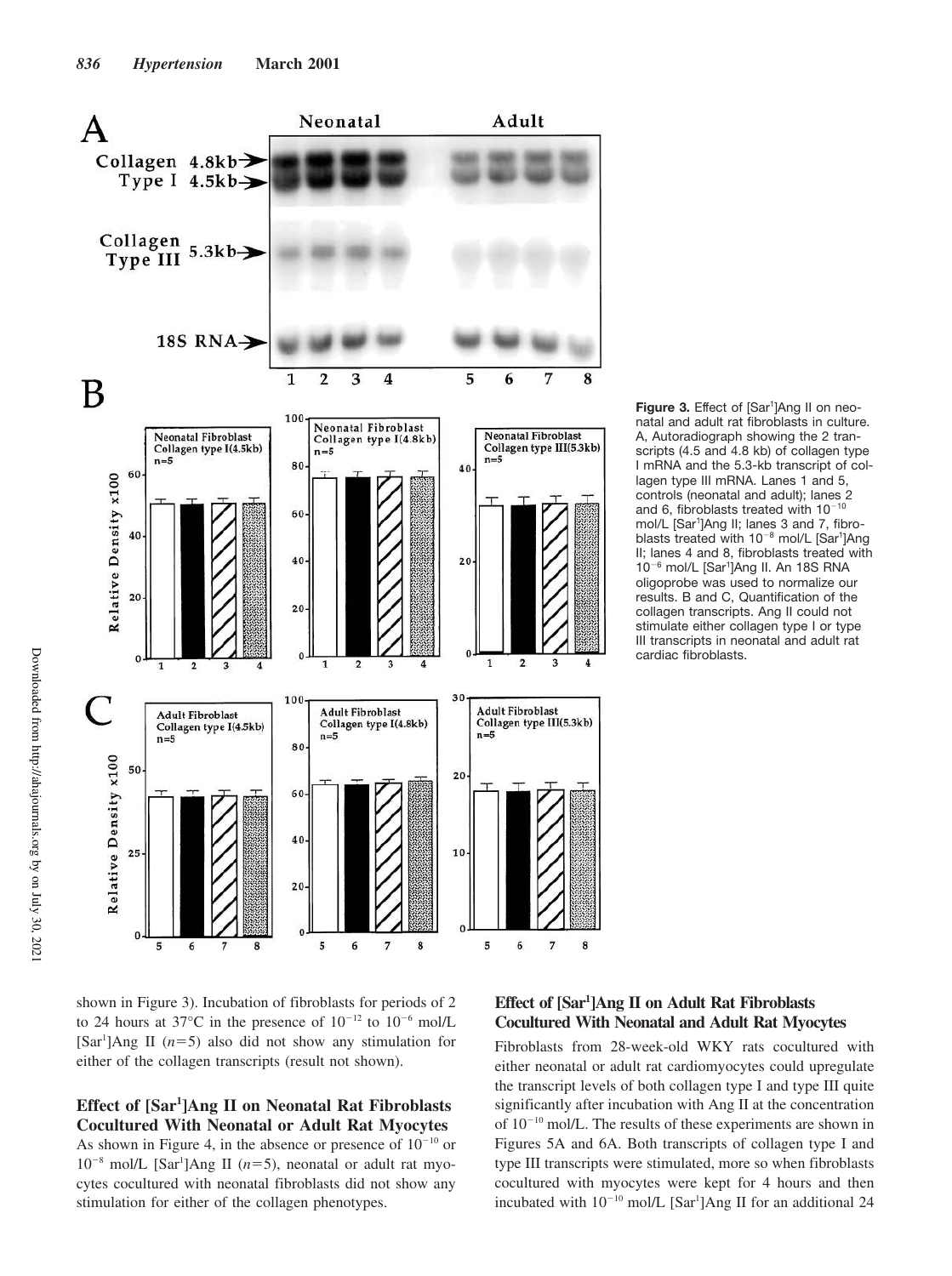**Figure 3.** Effect of [Sar[1]]Ang II on neonatal and adult rat fibroblasts in culture. A, Autoradiograph showing the 2 transcripts (4.5 and 4.8 kb) of collagen type I mRNA and the 5.3-kb transcript of collagen type III mRNA. Lanes 1 and 5, controls (neonatal and adult); lanes 2 and 6, fibroblasts treated with $10^{-10}$ mol/L [Sar[1]]Ang II; lanes 3 and 7, fibroblasts treated with $10^{-8}$ mol/L [Sar[1]]Ang II; lanes 4 and 8, fibroblasts treated with $10^{-6}$ mol/L [Sar[1]]Ang II. An 18S RNA oligoprobe was used to normalize our results. B and C, Quantification of the collagen transcripts. Ang II could not stimulate either collagen type I or type III transcripts in neonatal and adult rat cardiac fibroblasts.

shown in Figure 3). Incubation of fibroblasts for periods of 2 to 24 hours at 37°C in the presence of $10^{-12}$ to $10^{-6}$ mol/L [Sar[1]]Ang II ($n$=5) also did not show any stimulation for either of the collagen transcripts (result not shown).

### Effect of [Sar[1]]Ang II on Neonatal Rat Fibroblasts Cocultured With Neonatal or Adult Rat Myocytes

As shown in Figure 4, in the absence or presence of $10^{-10}$ or $10^{-8}$ mol/L [Sar[1]]Ang II ($n$=5), neonatal or adult rat myocytes cocultured with neonatal fibroblasts did not show any stimulation for either of the collagen phenotypes.

### Effect of [Sar[1]]Ang II on Adult Rat Fibroblasts Cocultured With Neonatal and Adult Rat Myocytes

Fibroblasts from 28-week-old WKY rats cocultured with either neonatal or adult rat cardiomyocytes could upregulate the transcript levels of both collagen type I and type III quite significantly after incubation with Ang II at the concentration of $10^{-10}$ mol/L. The results of these experiments are shown in Figures 5A and 6A. Both transcripts of collagen type I and type III transcripts were stimulated, more so when fibroblasts cocultured with myocytes were kept for 4 hours and then incubated with $10^{-10}$ mol/L [Sar[1]]Ang II for an additional 24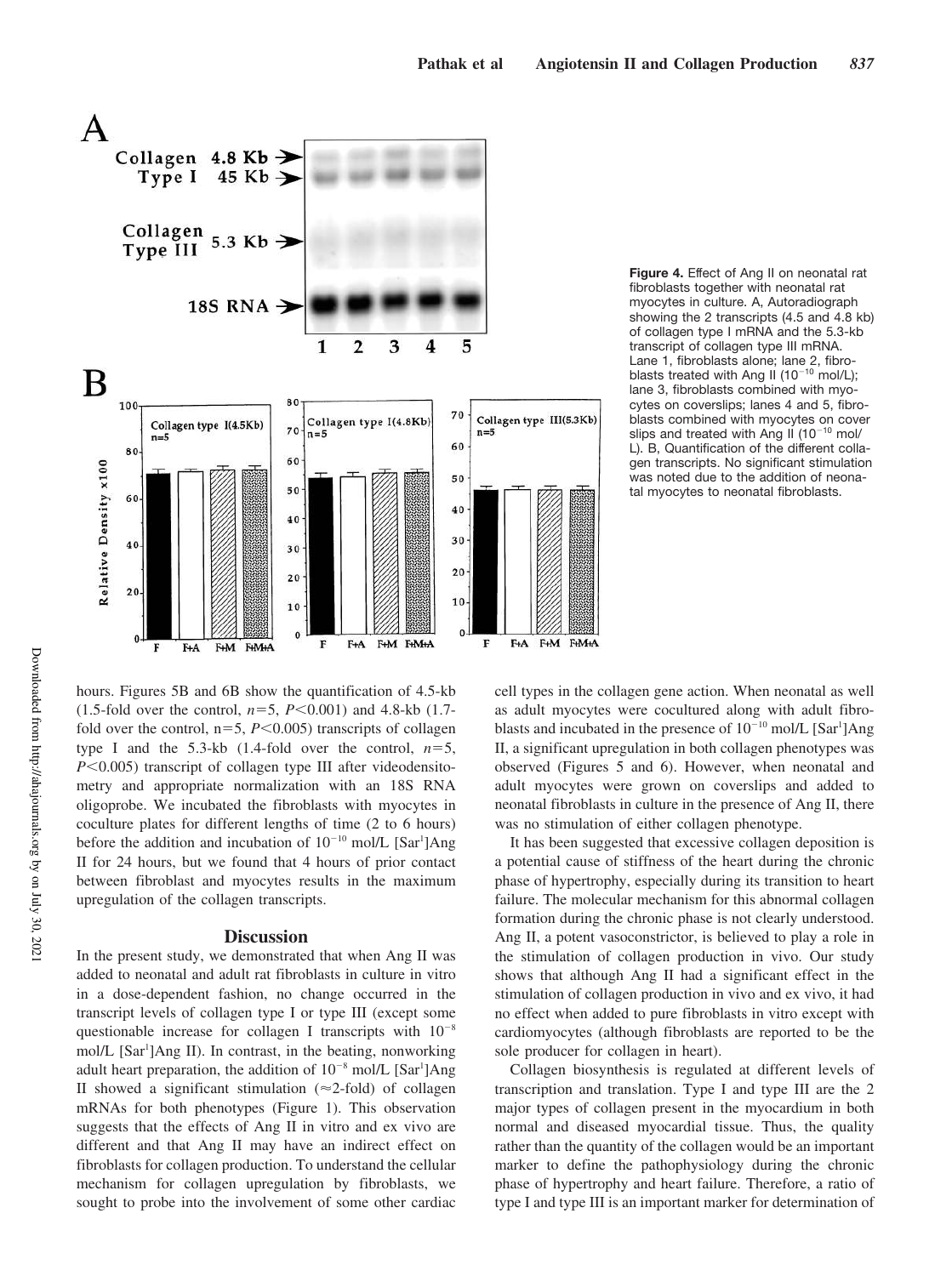**Figure 4.** Effect of Ang II on neonatal rat fibroblasts together with neonatal rat myocytes in culture. A, Autoradiograph showing the 2 transcripts (4.5 and 4.8 kb) of collagen type I mRNA and the 5.3-kb transcript of collagen type III mRNA. Lane 1, fibroblasts alone; lane 2, fibroblasts treated with Ang II ($10^{-10}$ mol/L); lane 3, fibroblasts combined with myocytes on coverslips; lanes 4 and 5, fibroblasts combined with myocytes on cover slips and treated with Ang II ($10^{-10}$ mol/L). B, Quantification of the different collagen transcripts. No significant stimulation was noted due to the addition of neonatal myocytes to neonatal fibroblasts.

hours. Figures 5B and 6B show the quantification of 4.5-kb (1.5-fold over the control, $n=5$, $P<0.001$) and 4.8-kb (1.7-fold over the control, $n=5$, $P<0.005$) transcripts of collagen type I and the 5.3-kb (1.4-fold over the control, $n=5$, $P<0.005$) transcript of collagen type III after videodensitometry and appropriate normalization with an 18S RNA oligoprobe. We incubated the fibroblasts with myocytes in coculture plates for different lengths of time (2 to 6 hours) before the addition and incubation of $10^{-10}$ mol/L [Sar[1]]Ang II for 24 hours, but we found that 4 hours of prior contact between fibroblast and myocytes results in the maximum upregulation of the collagen transcripts.

## Discussion

In the present study, we demonstrated that when Ang II was added to neonatal and adult rat fibroblasts in culture in vitro in a dose-dependent fashion, no change occurred in the transcript levels of collagen type I or type III (except some questionable increase for collagen I transcripts with $10^{-8}$ mol/L [Sar[1]]Ang II). In contrast, in the beating, nonworking adult heart preparation, the addition of $10^{-8}$ mol/L [Sar[1]]Ang II showed a significant stimulation ($\approx$2-fold) of collagen mRNAs for both phenotypes (Figure 1). This observation suggests that the effects of Ang II in vitro and ex vivo are different and that Ang II may have an indirect effect on fibroblasts for collagen production. To understand the cellular mechanism for collagen upregulation by fibroblasts, we sought to probe into the involvement of some other cardiac cell types in the collagen gene action. When neonatal as well as adult myocytes were cocultured along with adult fibroblasts and incubated in the presence of $10^{-10}$ mol/L [Sar[1]]Ang II, a significant upregulation in both collagen phenotypes was observed (Figures 5 and 6). However, when neonatal and adult myocytes were grown on coverslips and added to neonatal fibroblasts in culture in the presence of Ang II, there was no stimulation of either collagen phenotype.

It has been suggested that excessive collagen deposition is a potential cause of stiffness of the heart during the chronic phase of hypertrophy, especially during its transition to heart failure. The molecular mechanism for this abnormal collagen formation during the chronic phase is not clearly understood. Ang II, a potent vasoconstrictor, is believed to play a role in the stimulation of collagen production in vivo. Our study shows that although Ang II had a significant effect in the stimulation of collagen production in vivo and ex vivo, it had no effect when added to pure fibroblasts in vitro except with cardiomyocytes (although fibroblasts are reported to be the sole producer for collagen in heart).

Collagen biosynthesis is regulated at different levels of transcription and translation. Type I and type III are the 2 major types of collagen present in the myocardium in both normal and diseased myocardial tissue. Thus, the quality rather than the quantity of the collagen would be an important marker to define the pathophysiology during the chronic phase of hypertrophy and heart failure. Therefore, a ratio of type I and type III is an important marker for determination of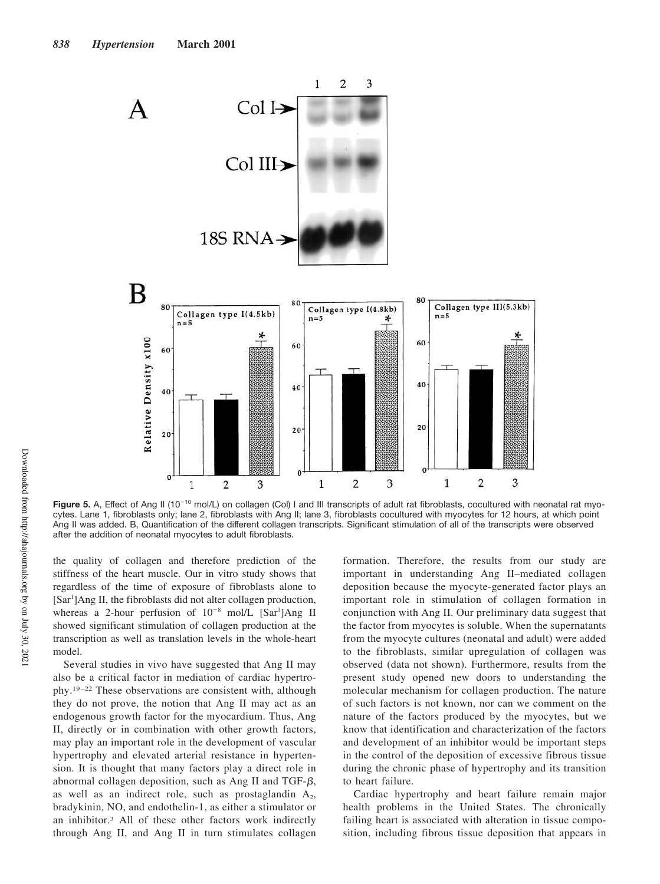**Figure 5.** A, Effect of Ang II ($10^{-10}$ mol/L) on collagen (Col) I and III transcripts of adult rat fibroblasts, cocultured with neonatal rat myocytes. Lane 1, fibroblasts only; lane 2, fibroblasts with Ang II; lane 3, fibroblasts cocultured with myocytes for 12 hours, at which point Ang II was added. B, Quantification of the different collagen transcripts. Significant stimulation of all of the transcripts were observed after the addition of neonatal myocytes to adult fibroblasts.

the quality of collagen and therefore prediction of the stiffness of the heart muscle. Our in vitro study shows that regardless of the time of exposure of fibroblasts alone to [Sar[1]]Ang II, the fibroblasts did not alter collagen production, whereas a 2-hour perfusion of $10^{-8}$ mol/L [Sar[1]]Ang II showed significant stimulation of collagen production at the transcription as well as translation levels in the whole-heart model.

Several studies in vivo have suggested that Ang II may also be a critical factor in mediation of cardiac hypertrophy.[19–22] These observations are consistent with, although they do not prove, the notion that Ang II may act as an endogenous growth factor for the myocardium. Thus, Ang II, directly or in combination with other growth factors, may play an important role in the development of vascular hypertrophy and elevated arterial resistance in hypertension. It is thought that many factors play a direct role in abnormal collagen deposition, such as Ang II and TGF-$\beta$, as well as an indirect role, such as prostaglandin $A_2$, bradykinin, NO, and endothelin-1, as either a stimulator or an inhibitor.[3] All of these other factors work indirectly through Ang II, and Ang II in turn stimulates collagen formation. Therefore, the results from our study are important in understanding Ang II–mediated collagen deposition because the myocyte-generated factor plays an important role in stimulation of collagen formation in conjunction with Ang II. Our preliminary data suggest that the factor from myocytes is soluble. When the supernatants from the myocyte cultures (neonatal and adult) were added to the fibroblasts, similar upregulation of collagen was observed (data not shown). Furthermore, results from the present study opened new doors to understanding the molecular mechanism for collagen production. The nature of such factors is not known, nor can we comment on the nature of the factors produced by the myocytes, but we know that identification and characterization of the factors and development of an inhibitor would be important steps in the control of the deposition of excessive fibrous tissue during the chronic phase of hypertrophy and its transition to heart failure.

Cardiac hypertrophy and heart failure remain major health problems in the United States. The chronically failing heart is associated with alteration in tissue composition, including fibrous tissue deposition that appears in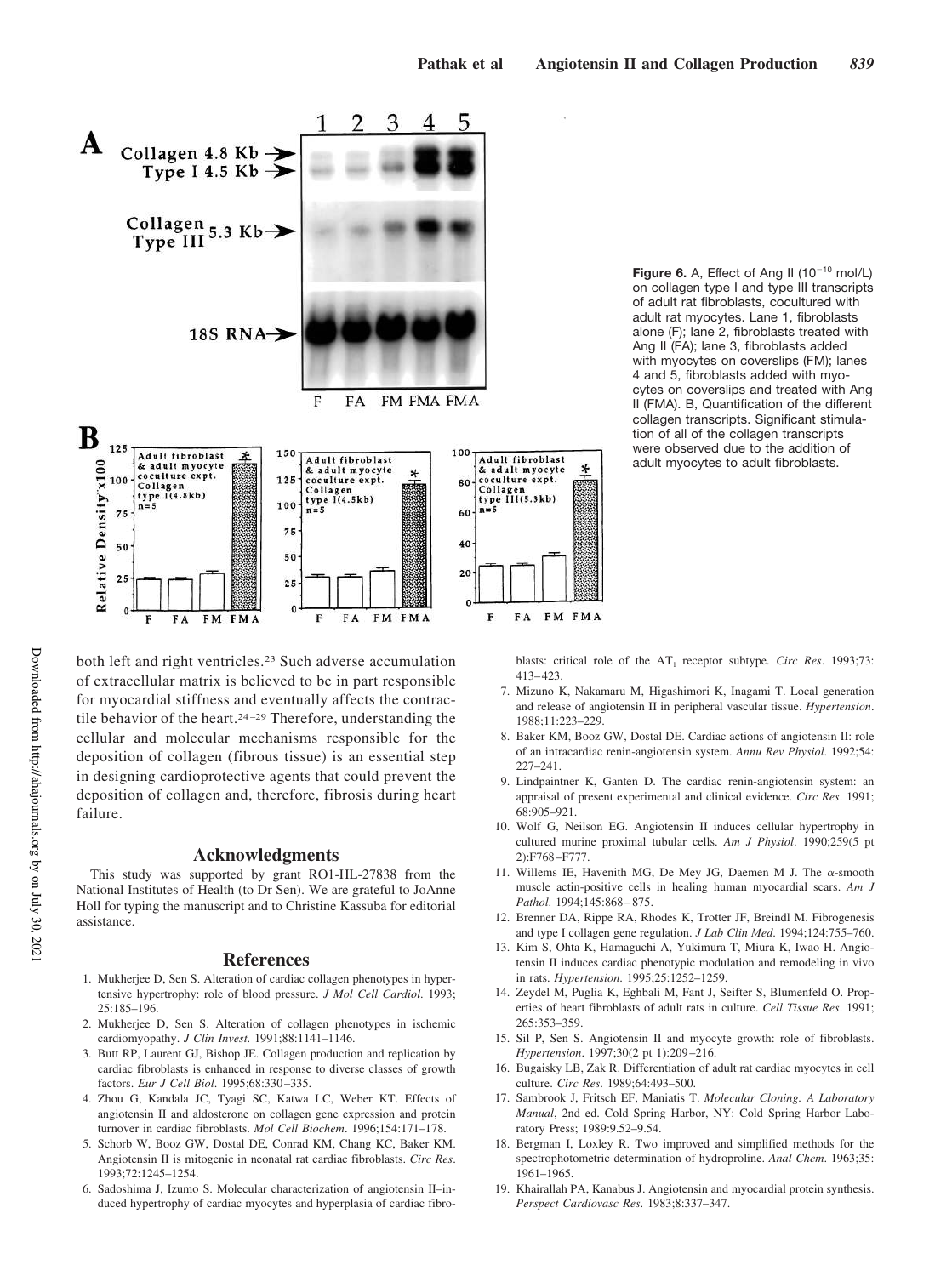**Figure 6.** A, Effect of Ang II ($10^{-10}$ mol/L) on collagen type I and type III transcripts of adult rat fibroblasts, cocultured with adult rat myocytes. Lane 1, fibroblasts alone (F); lane 2, fibroblasts treated with Ang II (FA); lane 3, fibroblasts added with myocytes on coverslips (FM); lanes 4 and 5, fibroblasts added with myocytes on coverslips and treated with Ang II (FMA). B, Quantification of the different collagen transcripts. Significant stimulation of all of the collagen transcripts were observed due to the addition of adult myocytes to adult fibroblasts.

both left and right ventricles.[23] Such adverse accumulation of extracellular matrix is believed to be in part responsible for myocardial stiffness and eventually affects the contractile behavior of the heart.[24–29] Therefore, understanding the cellular and molecular mechanisms responsible for the deposition of collagen (fibrous tissue) is an essential step in designing cardioprotective agents that could prevent the deposition of collagen and, therefore, fibrosis during heart failure.

## Acknowledgments

This study was supported by grant RO1-HL-27838 from the National Institutes of Health (to Dr Sen). We are grateful to JoAnne Holl for typing the manuscript and to Christine Kassuba for editorial assistance.

## References

1. Mukherjee D, Sen S. Alteration of cardiac collagen phenotypes in hypertensive hypertrophy: role of blood pressure. *J Mol Cell Cardiol*. 1993; 25:185–196.
2. Mukherjee D, Sen S. Alteration of collagen phenotypes in ischemic cardiomyopathy. *J Clin Invest*. 1991;88:1141–1146.
3. Butt RP, Laurent GJ, Bishop JE. Collagen production and replication by cardiac fibroblasts is enhanced in response to diverse classes of growth factors. *Eur J Cell Biol*. 1995;68:330–335.
4. Zhou G, Kandala JC, Tyagi SC, Katwa LC, Weber KT. Effects of angiotensin II and aldosterone on collagen gene expression and protein turnover in cardiac fibroblasts. *Mol Cell Biochem*. 1996;154:171–178.
5. Schorb W, Booz GW, Dostal DE, Conrad KM, Chang KC, Baker KM. Angiotensin II is mitogenic in neonatal rat cardiac fibroblasts. *Circ Res*. 1993;72:1245–1254.
6. Sadoshima J, Izumo S. Molecular characterization of angiotensin II–induced hypertrophy of cardiac myocytes and hyperplasia of cardiac fibroblasts: critical role of the $AT_1$ receptor subtype. *Circ Res*. 1993;73: 413–423.
7. Mizuno K, Nakamaru M, Higashimori K, Inagami T. Local generation and release of angiotensin II in peripheral vascular tissue. *Hypertension*. 1988;11:223–229.
8. Baker KM, Booz GW, Dostal DE. Cardiac actions of angiotensin II: role of an intracardiac renin-angiotensin system. *Annu Rev Physiol*. 1992;54: 227–241.
9. Lindpaintner K, Ganten D. The cardiac renin-angiotensin system: an appraisal of present experimental and clinical evidence. *Circ Res*. 1991; 68:905–921.
10. Wolf G, Neilson EG. Angiotensin II induces cellular hypertrophy in cultured murine proximal tubular cells. *Am J Physiol*. 1990;259(5 pt 2):F768–F777.
11. Willems IE, Havenith MG, De Mey JG, Daemen M J. The α-smooth muscle actin-positive cells in healing human myocardial scars. *Am J Pathol*. 1994;145:868–875.
12. Brenner DA, Rippe RA, Rhodes K, Trotter JF, Breindl M. Fibrogenesis and type I collagen gene regulation. *J Lab Clin Med*. 1994;124:755–760.
13. Kim S, Ohta K, Hamaguchi A, Yukimura T, Miura K, Iwao H. Angiotensin II induces cardiac phenotypic modulation and remodeling in vivo in rats. *Hypertension*. 1995;25:1252–1259.
14. Zeydel M, Puglia K, Eghbali M, Fant J, Seifter S, Blumenfeld O. Properties of heart fibroblasts of adult rats in culture. *Cell Tissue Res*. 1991; 265:353–359.
15. Sil P, Sen S. Angiotensin II and myocyte growth: role of fibroblasts. *Hypertension*. 1997;30(2 pt 1):209–216.
16. Bugaisky LB, Zak R. Differentiation of adult rat cardiac myocytes in cell culture. *Circ Res*. 1989;64:493–500.
17. Sambrook J, Fritsch EF, Maniatis T. *Molecular Cloning: A Laboratory Manual*, 2nd ed. Cold Spring Harbor, NY: Cold Spring Harbor Laboratory Press; 1989:9.52–9.54.
18. Bergman I, Loxley R. Two improved and simplified methods for the spectrophotometric determination of hydroproline. *Anal Chem*. 1963;35: 1961–1965.
19. Khairallah PA, Kanabus J. Angiotensin and myocardial protein synthesis. *Perspect Cardiovasc Res*. 1983;8:337–347.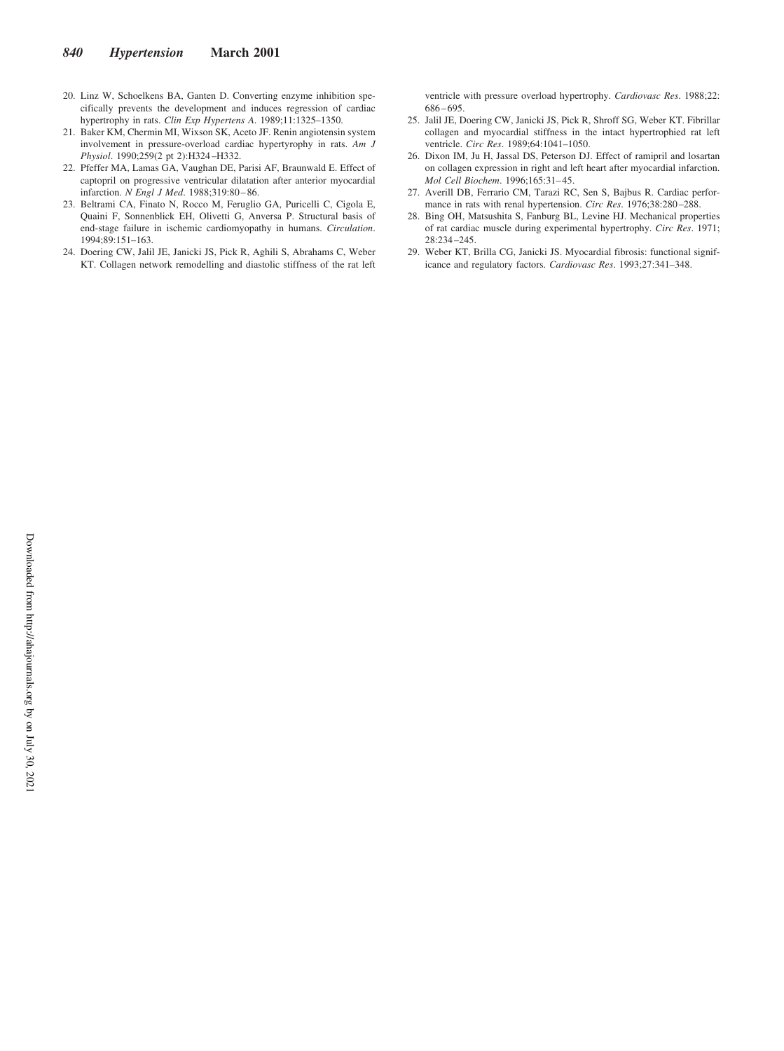20. Linz W, Schoelkens BA, Ganten D. Converting enzyme inhibition specifically prevents the development and induces regression of cardiac hypertrophy in rats. *Clin Exp Hypertens A*. 1989;11:1325–1350.
21. Baker KM, Chermin MI, Wixson SK, Aceto JF. Renin angiotensin system involvement in pressure-overload cardiac hypertyrophy in rats. *Am J Physiol*. 1990;259(2 pt 2):H324–H332.
22. Pfeffer MA, Lamas GA, Vaughan DE, Parisi AF, Braunwald E. Effect of captopril on progressive ventricular dilatation after anterior myocardial infarction. *N Engl J Med*. 1988;319:80–86.
23. Beltrami CA, Finato N, Rocco M, Feruglio GA, Puricelli C, Cigola E, Quaini F, Sonnenblick EH, Olivetti G, Anversa P. Structural basis of end-stage failure in ischemic cardiomyopathy in humans. *Circulation*. 1994;89:151–163.
24. Doering CW, Jalil JE, Janicki JS, Pick R, Aghili S, Abrahams C, Weber KT. Collagen network remodelling and diastolic stiffness of the rat left ventricle with pressure overload hypertrophy. *Cardiovasc Res*. 1988;22: 686–695.
25. Jalil JE, Doering CW, Janicki JS, Pick R, Shroff SG, Weber KT. Fibrillar collagen and myocardial stiffness in the intact hypertrophied rat left ventricle. *Circ Res*. 1989;64:1041–1050.
26. Dixon IM, Ju H, Jassal DS, Peterson DJ. Effect of ramipril and losartan on collagen expression in right and left heart after myocardial infarction. *Mol Cell Biochem*. 1996;165:31–45.
27. Averill DB, Ferrario CM, Tarazi RC, Sen S, Bajbus R. Cardiac performance in rats with renal hypertension. *Circ Res*. 1976;38:280–288.
28. Bing OH, Matsushita S, Fanburg BL, Levine HJ. Mechanical properties of rat cardiac muscle during experimental hypertrophy. *Circ Res*. 1971; 28:234–245.
29. Weber KT, Brilla CG, Janicki JS. Myocardial fibrosis: functional significance and regulatory factors. *Cardiovasc Res*. 1993;27:341–348.